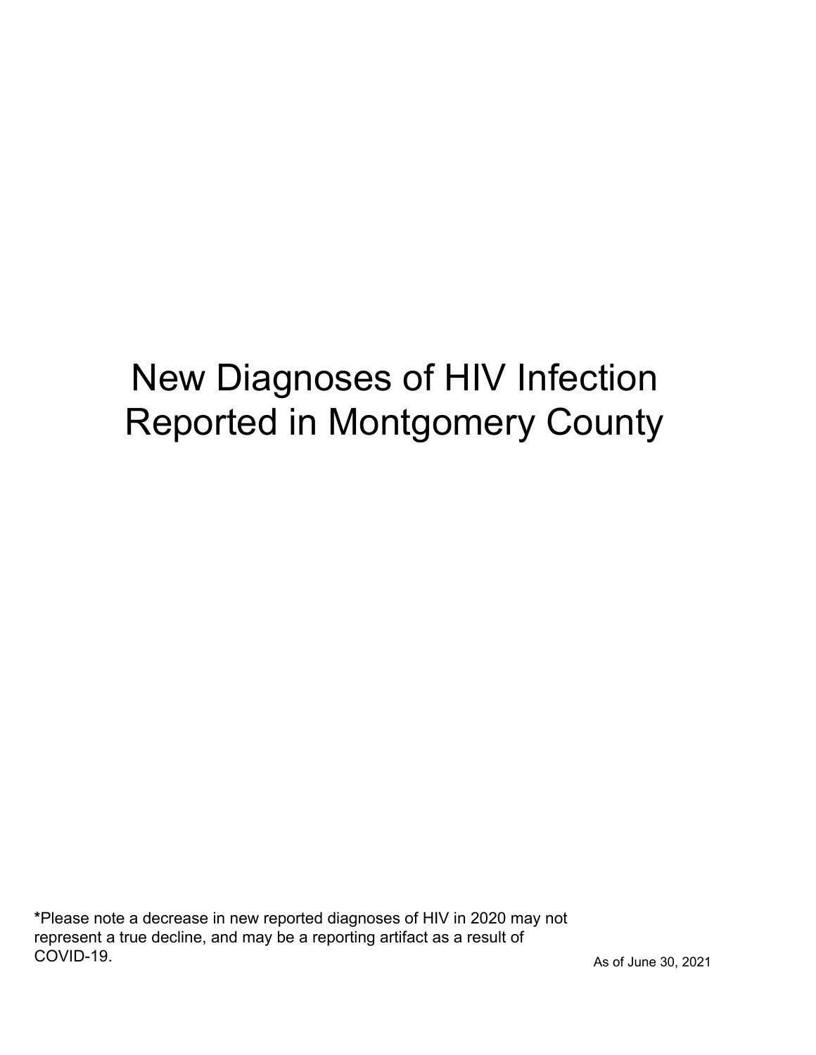# New Diagnoses of HIV Infection Reported in Montgomery County

**\***Please note a decrease in new reported diagnoses of HIV in 2020 may not represent a true decline, and may be a reporting artifact as a result of COVID-19.

As of June 30, 2021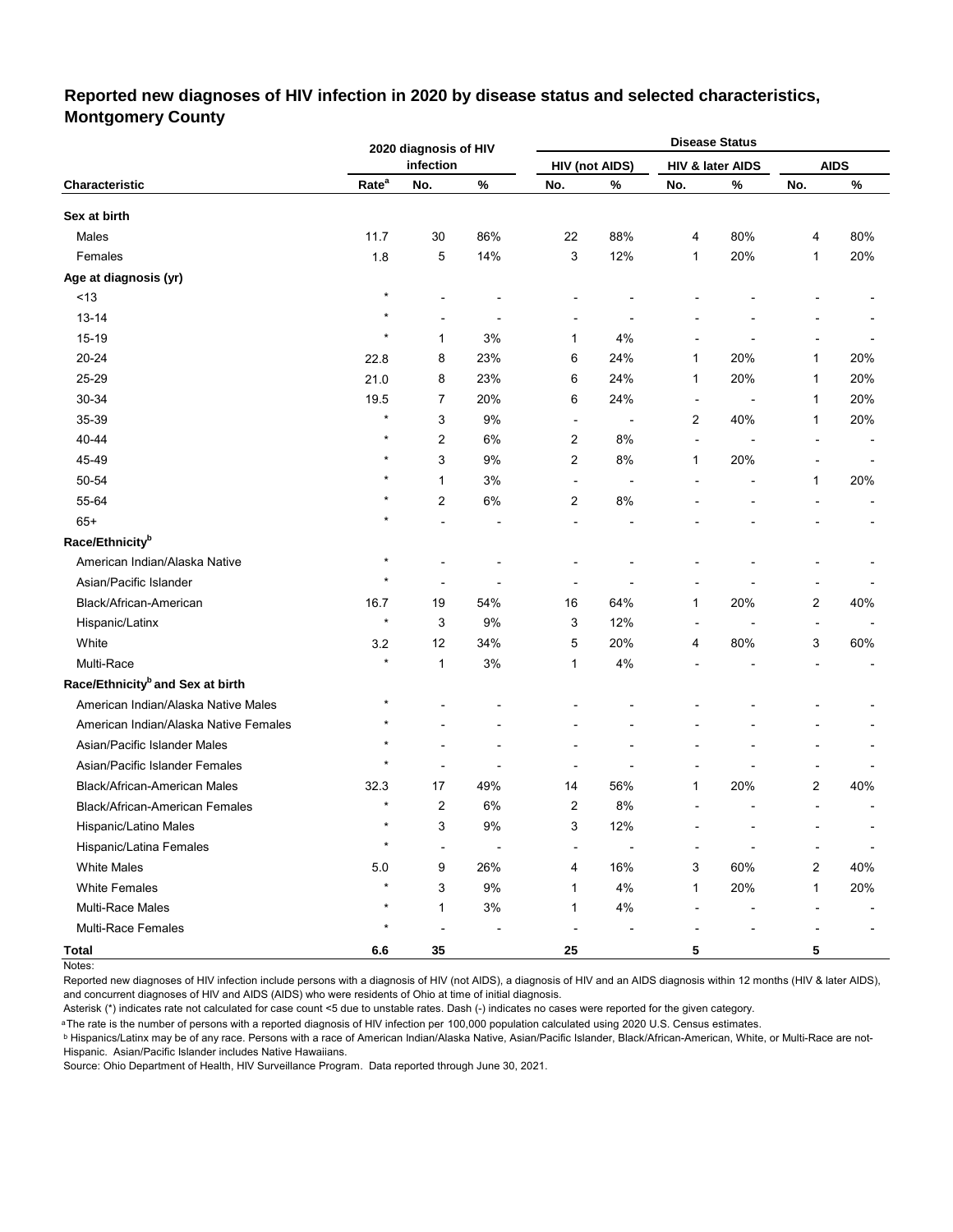## Reported new diagnoses of HIV infection in 2020 by disease status and selected characteristics, Montgomery County

| Characteristic | 2020 diagnosis of HIV infection | | | Disease Status | | | | | |
|---|---|---|---|---|---|---|---|---|---|
| | | | | HIV (not AIDS) | | HIV & later AIDS | | AIDS | |
| | Rate[a] | No. | % | No. | % | No. | % | No. | % |
| **Sex at birth** | | | | | | | | | |
| Males | 11.7 | 30 | 86% | 22 | 88% | 4 | 80% | 4 | 80% |
| Females | 1.8 | 5 | 14% | 3 | 12% | 1 | 20% | 1 | 20% |
| **Age at diagnosis (yr)** | | | | | | | | | |
| <13 | * | - | - | - | - | - | - | - | - |
| 13-14 | * | - | - | - | - | - | - | - | - |
| 15-19 | * | 1 | 3% | 1 | 4% | - | - | - | - |
| 20-24 | 22.8 | 8 | 23% | 6 | 24% | 1 | 20% | 1 | 20% |
| 25-29 | 21.0 | 8 | 23% | 6 | 24% | 1 | 20% | 1 | 20% |
| 30-34 | 19.5 | 7 | 20% | 6 | 24% | - | - | 1 | 20% |
| 35-39 | * | 3 | 9% | - | - | 2 | 40% | 1 | 20% |
| 40-44 | * | 2 | 6% | 2 | 8% | - | - | - | - |
| 45-49 | * | 3 | 9% | 2 | 8% | 1 | 20% | - | - |
| 50-54 | * | 1 | 3% | - | - | - | - | 1 | 20% |
| 55-64 | * | 2 | 6% | 2 | 8% | - | - | - | - |
| 65+ | * | - | - | - | - | - | - | - | - |
| **Race/Ethnicity[b]** | | | | | | | | | |
| American Indian/Alaska Native | * | - | - | - | - | - | - | - | - |
| Asian/Pacific Islander | * | - | - | - | - | - | - | - | - |
| Black/African-American | 16.7 | 19 | 54% | 16 | 64% | 1 | 20% | 2 | 40% |
| Hispanic/Latinx | * | 3 | 9% | 3 | 12% | - | - | - | - |
| White | 3.2 | 12 | 34% | 5 | 20% | 4 | 80% | 3 | 60% |
| Multi-Race | * | 1 | 3% | 1 | 4% | - | - | - | - |
| **Race/Ethnicity[b] and Sex at birth** | | | | | | | | | |
| American Indian/Alaska Native Males | * | - | - | - | - | - | - | - | - |
| American Indian/Alaska Native Females | * | - | - | - | - | - | - | - | - |
| Asian/Pacific Islander Males | * | - | - | - | - | - | - | - | - |
| Asian/Pacific Islander Females | * | - | - | - | - | - | - | - | - |
| Black/African-American Males | 32.3 | 17 | 49% | 14 | 56% | 1 | 20% | 2 | 40% |
| Black/African-American Females | * | 2 | 6% | 2 | 8% | - | - | - | - |
| Hispanic/Latino Males | * | 3 | 9% | 3 | 12% | - | - | - | - |
| Hispanic/Latina Females | * | - | - | - | - | - | - | - | - |
| White Males | 5.0 | 9 | 26% | 4 | 16% | 3 | 60% | 2 | 40% |
| White Females | * | 3 | 9% | 1 | 4% | 1 | 20% | 1 | 20% |
| Multi-Race Males | * | 1 | 3% | 1 | 4% | - | - | - | - |
| Multi-Race Females | * | - | - | - | - | - | - | - | - |
| **Total** | **6.6** | **35** | | **25** | | **5** | | **5** | |

Notes:

Reported new diagnoses of HIV infection include persons with a diagnosis of HIV (not AIDS), a diagnosis of HIV and an AIDS diagnosis within 12 months (HIV & later AIDS), and concurrent diagnoses of HIV and AIDS (AIDS) who were residents of Ohio at time of initial diagnosis.

Asterisk (*) indicates rate not calculated for case count <5 due to unstable rates. Dash (-) indicates no cases were reported for the given category.

[a] The rate is the number of persons with a reported diagnosis of HIV infection per 100,000 population calculated using 2020 U.S. Census estimates.

[b] Hispanics/Latinx may be of any race. Persons with a race of American Indian/Alaska Native, Asian/Pacific Islander, Black/African-American, White, or Multi-Race are not-Hispanic. Asian/Pacific Islander includes Native Hawaiians.

Source: Ohio Department of Health, HIV Surveillance Program. Data reported through June 30, 2021.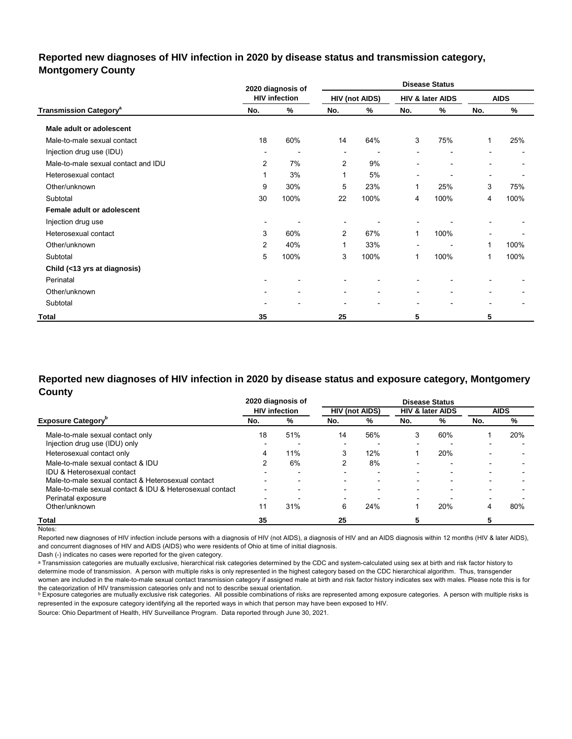## Reported new diagnoses of HIV infection in 2020 by disease status and transmission category, Montgomery County

| Transmission Category[a] | 2020 diagnosis of HIV infection | | Disease Status | | | | | |
|---|---|---|---|---|---|---|---|---|
| | | | HIV (not AIDS) | | HIV & later AIDS | | AIDS | |
| | No. | % | No. | % | No. | % | No. | % |
| **Male adult or adolescent** | | | | | | | | |
| Male-to-male sexual contact | 18 | 60% | 14 | 64% | 3 | 75% | 1 | 25% |
| Injection drug use (IDU) | - | - | - | - | - | - | - | - |
| Male-to-male sexual contact and IDU | 2 | 7% | 2 | 9% | - | - | - | - |
| Heterosexual contact | 1 | 3% | 1 | 5% | - | - | - | - |
| Other/unknown | 9 | 30% | 5 | 23% | 1 | 25% | 3 | 75% |
| Subtotal | 30 | 100% | 22 | 100% | 4 | 100% | 4 | 100% |
| **Female adult or adolescent** | | | | | | | | |
| Injection drug use | - | - | - | - | - | - | - | - |
| Heterosexual contact | 3 | 60% | 2 | 67% | 1 | 100% | - | - |
| Other/unknown | 2 | 40% | 1 | 33% | - | - | 1 | 100% |
| Subtotal | 5 | 100% | 3 | 100% | 1 | 100% | 1 | 100% |
| **Child (<13 yrs at diagnosis)** | | | | | | | | |
| Perinatal | - | - | - | - | - | - | - | - |
| Other/unknown | - | - | - | - | - | - | - | - |
| Subtotal | - | - | - | - | - | - | - | - |
| **Total** | **35** | | **25** | | **5** | | **5** | |

## Reported new diagnoses of HIV infection in 2020 by disease status and exposure category, Montgomery County

| Exposure Category[b] | 2020 diagnosis of HIV infection | | Disease Status | | | | | |
|---|---|---|---|---|---|---|---|---|
| | | | HIV (not AIDS) | | HIV & later AIDS | | AIDS | |
| | No. | % | No. | % | No. | % | No. | % |
| Male-to-male sexual contact only | 18 | 51% | 14 | 56% | 3 | 60% | 1 | 20% |
| Injection drug use (IDU) only | - | - | - | - | - | - | - | - |
| Heterosexual contact only | 4 | 11% | 3 | 12% | 1 | 20% | - | - |
| Male-to-male sexual contact & IDU | 2 | 6% | 2 | 8% | - | - | - | - |
| IDU & Heterosexual contact | - | - | - | - | - | - | - | - |
| Male-to-male sexual contact & Heterosexual contact | - | - | - | - | - | - | - | - |
| Male-to-male sexual contact & IDU & Heterosexual contact | - | - | - | - | - | - | - | - |
| Perinatal exposure | - | - | - | - | - | - | - | - |
| Other/unknown | 11 | 31% | 6 | 24% | 1 | 20% | 4 | 80% |
| **Total** | **35** | | **25** | | **5** | | **5** | |

Notes:

Reported new diagnoses of HIV infection include persons with a diagnosis of HIV (not AIDS), a diagnosis of HIV and an AIDS diagnosis within 12 months (HIV & later AIDS), and concurrent diagnoses of HIV and AIDS (AIDS) who were residents of Ohio at time of initial diagnosis.

Dash (-) indicates no cases were reported for the given category.

[a] Transmission categories are mutually exclusive, hierarchical risk categories determined by the CDC and system-calculated using sex at birth and risk factor history to determine mode of transmission. A person with multiple risks is only represented in the highest category based on the CDC hierarchical algorithm. Thus, transgender women are included in the male-to-male sexual contact transmission category if assigned male at birth and risk factor history indicates sex with males. Please note this is for the categorization of HIV transmission categories only and not to describe sexual orientation.

[b] Exposure categories are mutually exclusive risk categories. All possible combinations of risks are represented among exposure categories. A person with multiple risks is represented in the exposure category identifying all the reported ways in which that person may have been exposed to HIV.

Source: Ohio Department of Health, HIV Surveillance Program. Data reported through June 30, 2021.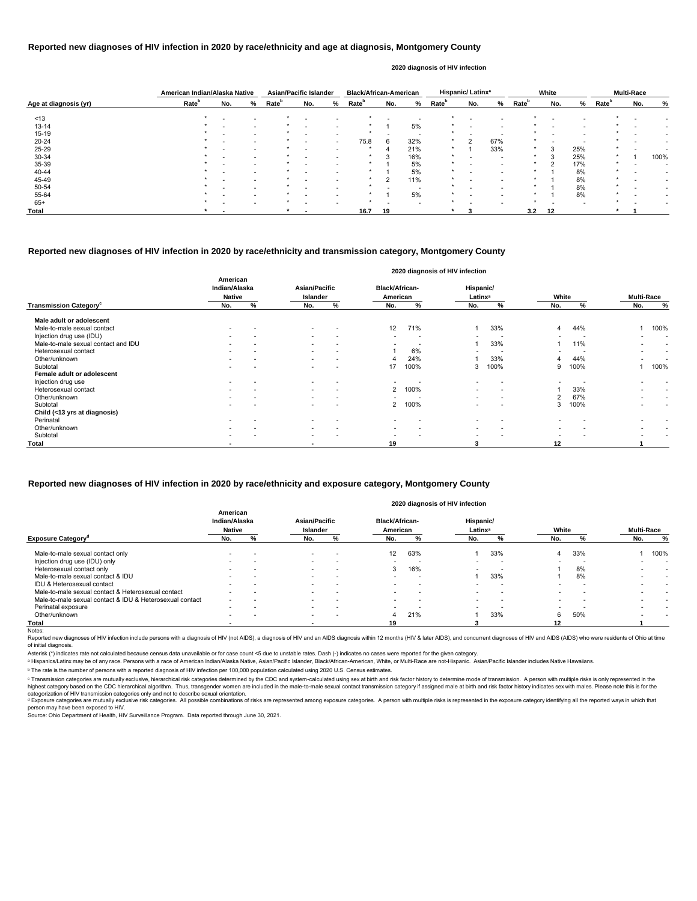## Reported new diagnoses of HIV infection in 2020 by race/ethnicity and age at diagnosis, Montgomery County

2020 diagnosis of HIV infection

| Age at diagnosis (yr) | American Indian/Alaska Native | | | Asian/Pacific Islander | | | Black/African-American | | | Hispanic/ Latinx[a] | | | White | | | Multi-Race | | |
|---|---|---|---|---|---|---|---|---|---|---|---|---|---|---|---|---|---|---|
| | Rate[b] | No. | % | Rate[b] | No. | % | Rate[b] | No. | % | Rate[b] | No. | % | Rate[b] | No. | % | Rate[b] | No. | % |
| <13 | * | - | - | * | - | - | * | - | - | * | - | - | * | - | - | * | - | - |
| 13-14 | * | - | - | * | - | - | * | 1 | 5% | * | - | - | * | - | - | * | - | - |
| 15-19 | * | - | - | * | - | - | * | - | - | * | - | - | * | - | - | * | - | - |
| 20-24 | * | - | - | * | - | - | 75.8 | 6 | 32% | * | 2 | 67% | * | - | - | * | - | - |
| 25-29 | * | - | - | * | - | - | * | 4 | 21% | * | 1 | 33% | * | 3 | 25% | * | - | - |
| 30-34 | * | - | - | * | - | - | * | 3 | 16% | * | - | - | * | 3 | 25% | * | 1 | 100% |
| 35-39 | * | - | - | * | - | - | * | 1 | 5% | * | - | - | * | 2 | 17% | * | - | - |
| 40-44 | * | - | - | * | - | - | * | 1 | 5% | * | - | - | * | 1 | 8% | * | - | - |
| 45-49 | * | - | - | * | - | - | * | 2 | 11% | * | - | - | * | 1 | 8% | * | - | - |
| 50-54 | * | - | - | * | - | - | * | - | - | * | - | - | * | 1 | 8% | * | - | - |
| 55-64 | * | - | - | * | - | - | * | 1 | 5% | * | - | - | * | 1 | 8% | * | - | - |
| 65+ | * | - | - | * | - | - | * | - | - | * | - | - | * | - | - | * | - | - |
| **Total** | * | - | | * | - | | 16.7 | 19 | | * | 3 | | 3.2 | 12 | | * | 1 | |

## Reported new diagnoses of HIV infection in 2020 by race/ethnicity and transmission category, Montgomery County

2020 diagnosis of HIV infection

| Transmission Category[c] | American Indian/Alaska Native | | Asian/Pacific Islander | | Black/African-American | | Hispanic/ Latinx[a] | | White | | Multi-Race | |
|---|---|---|---|---|---|---|---|---|---|---|---|---|
| | No. | % | No. | % | No. | % | No. | % | No. | % | No. | % |
| **Male adult or adolescent** | | | | | | | | | | | | |
| Male-to-male sexual contact | - | - | - | - | 12 | 71% | 1 | 33% | 4 | 44% | 1 | 100% |
| Injection drug use (IDU) | - | - | - | - | - | - | - | - | - | - | - | - |
| Male-to-male sexual contact and IDU | - | - | - | - | - | - | 1 | 33% | 1 | 11% | - | - |
| Heterosexual contact | - | - | - | - | 1 | 6% | - | - | - | - | - | - |
| Other/unknown | - | - | - | - | 4 | 24% | 1 | 33% | 4 | 44% | - | - |
| Subtotal | - | - | - | - | 17 | 100% | 3 | 100% | 9 | 100% | 1 | 100% |
| **Female adult or adolescent** | | | | | | | | | | | | |
| Injection drug use | - | - | - | - | - | - | - | - | - | - | - | - |
| Heterosexual contact | - | - | - | - | 2 | 100% | - | - | 1 | 33% | - | - |
| Other/unknown | - | - | - | - | - | - | - | - | 2 | 67% | - | - |
| Subtotal | - | - | - | - | 2 | 100% | - | - | 3 | 100% | - | - |
| **Child (<13 yrs at diagnosis)** | | | | | | | | | | | | |
| Perinatal | - | - | - | - | - | - | - | - | - | - | - | - |
| Other/unknown | - | - | - | - | - | - | - | - | - | - | - | - |
| Subtotal | - | - | - | - | - | - | - | - | - | - | - | - |
| **Total** | - | | - | | 19 | | 3 | | 12 | | 1 | |

## Reported new diagnoses of HIV infection in 2020 by race/ethnicity and exposure category, Montgomery County

2020 diagnosis of HIV infection

| Exposure Category[d] | American Indian/Alaska Native | | Asian/Pacific Islander | | Black/African-American | | Hispanic/ Latinx[a] | | White | | Multi-Race | |
|---|---|---|---|---|---|---|---|---|---|---|---|---|
| | No. | % | No. | % | No. | % | No. | % | No. | % | No. | % |
| Male-to-male sexual contact only | - | - | - | - | 12 | 63% | 1 | 33% | 4 | 33% | 1 | 100% |
| Injection drug use (IDU) only | - | - | - | - | - | - | - | - | - | - | - | - |
| Heterosexual contact only | - | - | - | - | 3 | 16% | - | - | 1 | 8% | - | - |
| Male-to-male sexual contact & IDU | - | - | - | - | - | - | 1 | 33% | 1 | 8% | - | - |
| IDU & Heterosexual contact | - | - | - | - | - | - | - | - | - | - | - | - |
| Male-to-male sexual contact & Heterosexual contact | - | - | - | - | - | - | - | - | - | - | - | - |
| Male-to-male sexual contact & IDU & Heterosexual contact | - | - | - | - | - | - | - | - | - | - | - | - |
| Perinatal exposure | - | - | - | - | - | - | - | - | - | - | - | - |
| Other/unknown | - | - | - | - | 4 | 21% | 1 | 33% | 6 | 50% | - | - |
| **Total** | - | | - | | 19 | | 3 | | 12 | | 1 | |

Notes:

Reported new diagnoses of HIV infection include persons with a diagnosis of HIV (not AIDS), a diagnosis of HIV and an AIDS diagnosis within 12 months (HIV & later AIDS), and concurrent diagnoses of HIV and AIDS (AIDS) who were residents of Ohio at time of initial diagnosis.

Asterisk (*) indicates rate not calculated because census data unavailable or for case count <5 due to unstable rates. Dash (-) indicates no cases were reported for the given category.

[a] Hispanics/Latinx may be of any race. Persons with a race of American Indian/Alaska Native, Asian/Pacific Islander, Black/African-American, White, or Multi-Race are not-Hispanic. Asian/Pacific Islander includes Native Hawaiians.

[b] The rate is the number of persons with a reported diagnosis of HIV infection per 100,000 population calculated using 2020 U.S. Census estimates.

[c] Transmission categories are mutually exclusive, hierarchical risk categories determined by the CDC and system-calculated using sex at birth and risk factor history to determine mode of transmission. A person with multiple risks is only represented in the highest category based on the CDC hierarchical algorithm. Thus, transgender women are included in the male-to-male sexual contact transmission category if assigned male at birth and risk factor history indicates sex with males. Please note this is for the categorization of HIV transmission categories only and not to describe sexual orientation.

[d] Exposure categories are mutually exclusive risk categories. All possible combinations of risks are represented among exposure categories. A person with multiple risks is represented in the exposure category identifying all the reported ways in which that person may have been exposed to HIV.

Source: Ohio Department of Health, HIV Surveillance Program. Data reported through June 30, 2021.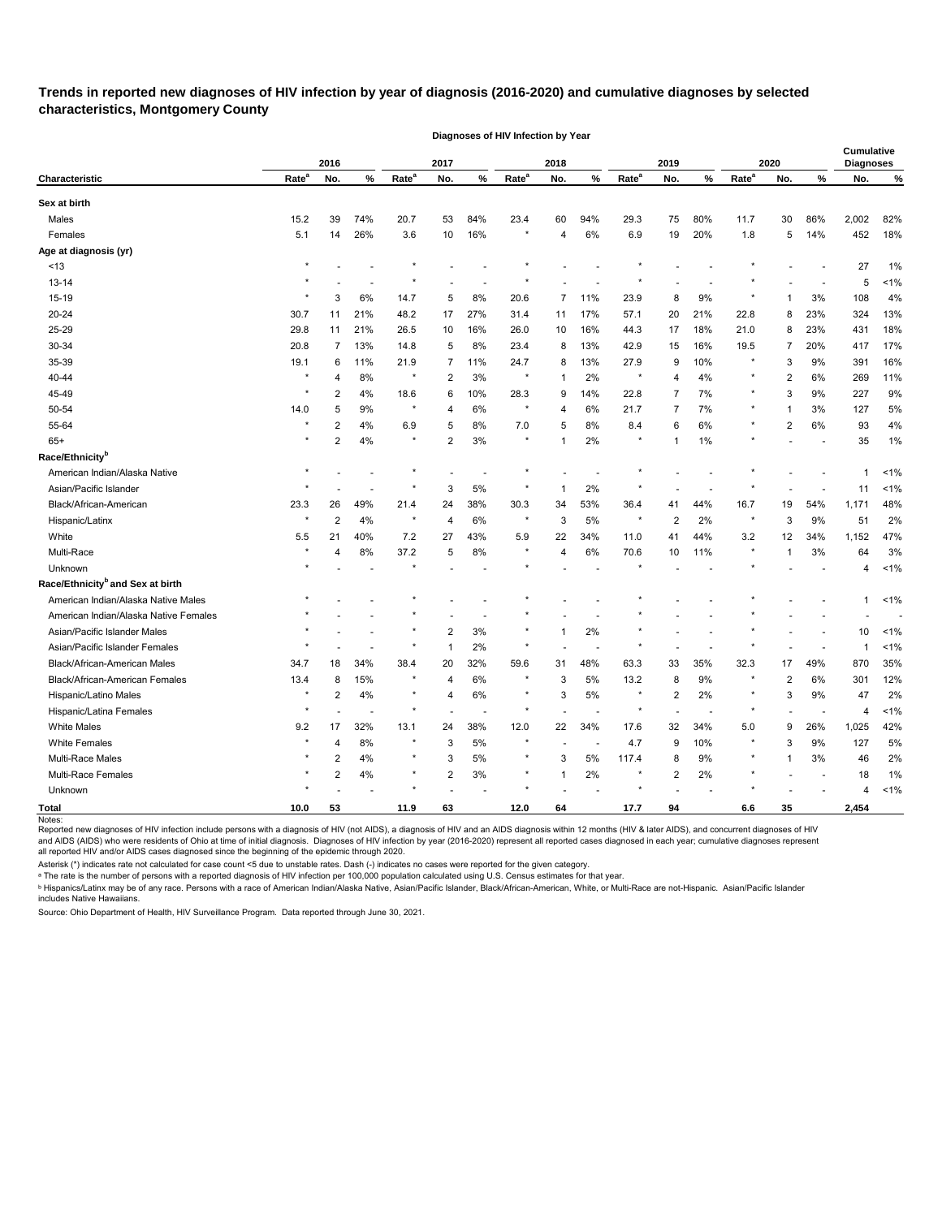**Trends in reported new diagnoses of HIV infection by year of diagnosis (2016-2020) and cumulative diagnoses by selected characteristics, Montgomery County**

| | Diagnoses of HIV Infection by Year | | | | | | | | | | | | | | | | |
|---|---|---|---|---|---|---|---|---|---|---|---|---|---|---|---|---|---|
| | 2016 | | | 2017 | | | 2018 | | | 2019 | | | 2020 | | | Cumulative Diagnoses | |
| Characteristic | Rate[a] | No. | % | Rate[a] | No. | % | Rate[a] | No. | % | Rate[a] | No. | % | Rate[a] | No. | % | No. | % |
| **Sex at birth** | | | | | | | | | | | | | | | | | |
| Males | 15.2 | 39 | 74% | 20.7 | 53 | 84% | 23.4 | 60 | 94% | 29.3 | 75 | 80% | 11.7 | 30 | 86% | 2,002 | 82% |
| Females | 5.1 | 14 | 26% | 3.6 | 10 | 16% | * | 4 | 6% | 6.9 | 19 | 20% | 1.8 | 5 | 14% | 452 | 18% |
| **Age at diagnosis (yr)** | | | | | | | | | | | | | | | | | |
| <13 | * | - | - | * | - | - | * | - | - | * | - | - | * | - | - | 27 | 1% |
| 13-14 | * | - | - | * | - | - | * | - | - | * | - | - | * | - | - | 5 | <1% |
| 15-19 | * | 3 | 6% | 14.7 | 5 | 8% | 20.6 | 7 | 11% | 23.9 | 8 | 9% | * | 1 | 3% | 108 | 4% |
| 20-24 | 30.7 | 11 | 21% | 48.2 | 17 | 27% | 31.4 | 11 | 17% | 57.1 | 20 | 21% | 22.8 | 8 | 23% | 324 | 13% |
| 25-29 | 29.8 | 11 | 21% | 26.5 | 10 | 16% | 26.0 | 10 | 16% | 44.3 | 17 | 18% | 21.0 | 8 | 23% | 431 | 18% |
| 30-34 | 20.8 | 7 | 13% | 14.8 | 5 | 8% | 23.4 | 8 | 13% | 42.9 | 15 | 16% | 19.5 | 7 | 20% | 417 | 17% |
| 35-39 | 19.1 | 6 | 11% | 21.9 | 7 | 11% | 24.7 | 8 | 13% | 27.9 | 9 | 10% | * | 3 | 9% | 391 | 16% |
| 40-44 | * | 4 | 8% | * | 2 | 3% | * | 1 | 2% | * | 4 | 4% | * | 2 | 6% | 269 | 11% |
| 45-49 | * | 2 | 4% | 18.6 | 6 | 10% | 28.3 | 9 | 14% | 22.8 | 7 | 7% | * | 3 | 9% | 227 | 9% |
| 50-54 | 14.0 | 5 | 9% | * | 4 | 6% | * | 4 | 6% | 21.7 | 7 | 7% | * | 1 | 3% | 127 | 5% |
| 55-64 | * | 2 | 4% | 6.9 | 5 | 8% | 7.0 | 5 | 8% | 8.4 | 6 | 6% | * | 2 | 6% | 93 | 4% |
| 65+ | * | 2 | 4% | * | 2 | 3% | * | 1 | 2% | * | 1 | 1% | * | - | - | 35 | 1% |
| **Race/Ethnicity[b]** | | | | | | | | | | | | | | | | | |
| American Indian/Alaska Native | * | - | - | * | - | - | * | - | - | * | - | - | * | - | - | 1 | <1% |
| Asian/Pacific Islander | * | - | - | * | 3 | 5% | * | 1 | 2% | * | - | - | * | - | - | 11 | <1% |
| Black/African-American | 23.3 | 26 | 49% | 21.4 | 24 | 38% | 30.3 | 34 | 53% | 36.4 | 41 | 44% | 16.7 | 19 | 54% | 1,171 | 48% |
| Hispanic/Latinx | * | 2 | 4% | * | 4 | 6% | * | 3 | 5% | * | 2 | 2% | * | 3 | 9% | 51 | 2% |
| White | 5.5 | 21 | 40% | 7.2 | 27 | 43% | 5.9 | 22 | 34% | 11.0 | 41 | 44% | 3.2 | 12 | 34% | 1,152 | 47% |
| Multi-Race | * | 4 | 8% | 37.2 | 5 | 8% | * | 4 | 6% | 70.6 | 10 | 11% | * | 1 | 3% | 64 | 3% |
| Unknown | * | - | - | * | - | - | * | - | - | * | - | - | * | - | - | 4 | <1% |
| **Race/Ethnicity[b] and Sex at birth** | | | | | | | | | | | | | | | | | |
| American Indian/Alaska Native Males | * | - | - | * | - | - | * | - | - | * | - | - | * | - | - | 1 | <1% |
| American Indian/Alaska Native Females | * | - | - | * | - | - | * | - | - | * | - | - | * | - | - | - | - |
| Asian/Pacific Islander Males | * | - | - | * | 2 | 3% | * | 1 | 2% | * | - | - | * | - | - | 10 | <1% |
| Asian/Pacific Islander Females | * | - | - | * | 1 | 2% | * | - | - | * | - | - | * | - | - | 1 | <1% |
| Black/African-American Males | 34.7 | 18 | 34% | 38.4 | 20 | 32% | 59.6 | 31 | 48% | 63.3 | 33 | 35% | 32.3 | 17 | 49% | 870 | 35% |
| Black/African-American Females | 13.4 | 8 | 15% | * | 4 | 6% | * | 3 | 5% | 13.2 | 8 | 9% | * | 2 | 6% | 301 | 12% |
| Hispanic/Latino Males | * | 2 | 4% | * | 4 | 6% | * | 3 | 5% | * | 2 | 2% | * | 3 | 9% | 47 | 2% |
| Hispanic/Latina Females | * | - | - | * | - | - | * | - | - | * | - | - | * | - | - | 4 | <1% |
| White Males | 9.2 | 17 | 32% | 13.1 | 24 | 38% | 12.0 | 22 | 34% | 17.6 | 32 | 34% | 5.0 | 9 | 26% | 1,025 | 42% |
| White Females | * | 4 | 8% | * | 3 | 5% | * | - | - | 4.7 | 9 | 10% | * | 3 | 9% | 127 | 5% |
| Multi-Race Males | * | 2 | 4% | * | 3 | 5% | * | 3 | 5% | 117.4 | 8 | 9% | * | 1 | 3% | 46 | 2% |
| Multi-Race Females | * | 2 | 4% | * | 2 | 3% | * | 1 | 2% | * | 2 | 2% | * | - | - | 18 | 1% |
| Unknown | * | - | - | * | - | - | * | - | - | * | - | - | * | - | - | 4 | <1% |
| **Total** | **10.0** | **53** | | **11.9** | **63** | | **12.0** | **64** | | **17.7** | **94** | | **6.6** | **35** | | **2,454** | |

Notes:
Reported new diagnoses of HIV infection include persons with a diagnosis of HIV (not AIDS), a diagnosis of HIV and an AIDS diagnosis within 12 months (HIV & later AIDS), and concurrent diagnoses of HIV and AIDS (AIDS) who were residents of Ohio at time of initial diagnosis. Diagnoses of HIV infection by year (2016-2020) represent all reported cases diagnosed in each year; cumulative diagnoses represent all reported HIV and/or AIDS cases diagnosed since the beginning of the epidemic through 2020.

Asterisk (*) indicates rate not calculated for case count <5 due to unstable rates. Dash (-) indicates no cases were reported for the given category.

[a] The rate is the number of persons with a reported diagnosis of HIV infection per 100,000 population calculated using U.S. Census estimates for that year.

[b] Hispanics/Latinx may be of any race. Persons with a race of American Indian/Alaska Native, Asian/Pacific Islander, Black/African-American, White, or Multi-Race are not-Hispanic. Asian/Pacific Islander includes Native Hawaiians.

Source: Ohio Department of Health, HIV Surveillance Program. Data reported through June 30, 2021.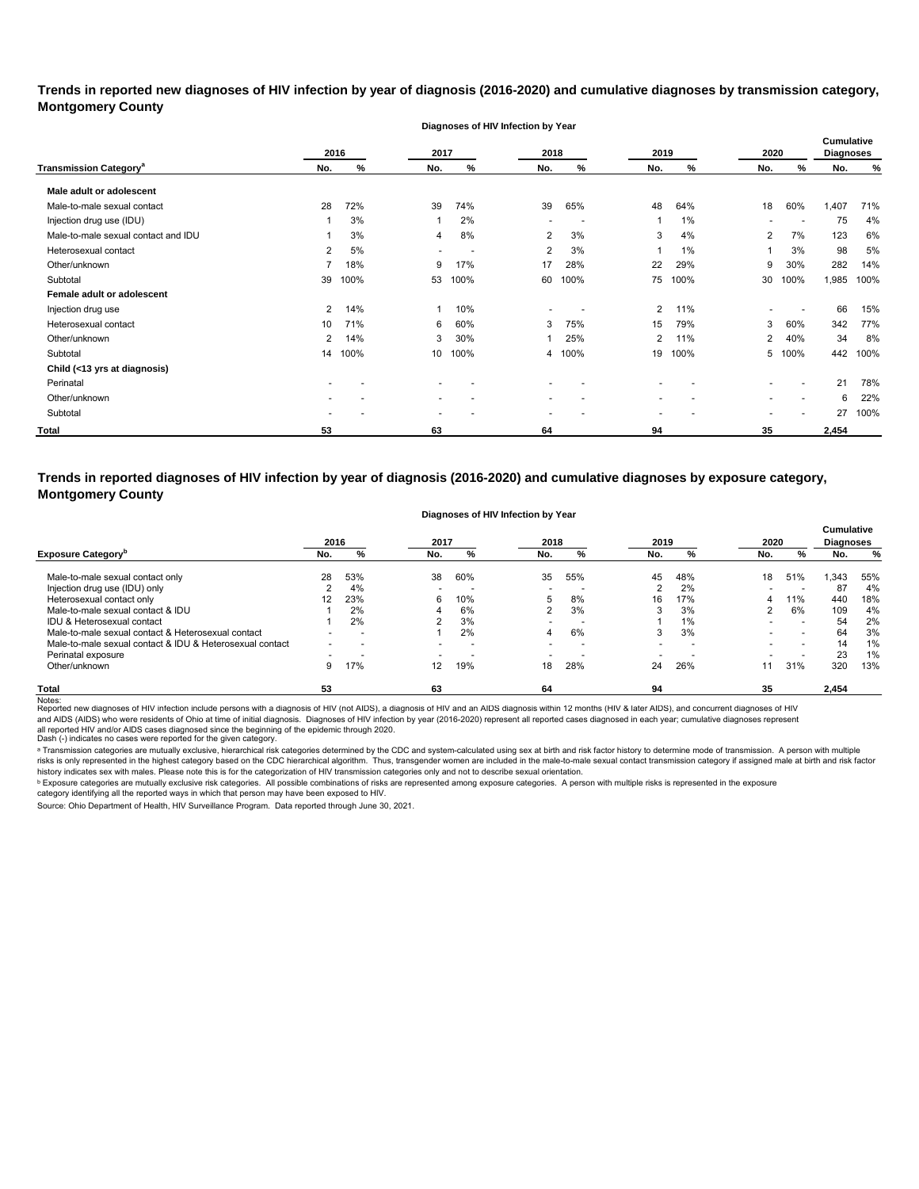## Trends in reported new diagnoses of HIV infection by year of diagnosis (2016-2020) and cumulative diagnoses by transmission category, Montgomery County

| | Diagnoses of HIV Infection by Year | | | | | | | | | | Cumulative Diagnoses | |
|---|---|---|---|---|---|---|---|---|---|---|---|---|
| | 2016 | | 2017 | | 2018 | | 2019 | | 2020 | | | |
| **Transmission Category[a]** | No. | % | No. | % | No. | % | No. | % | No. | % | No. | % |
| **Male adult or adolescent** | | | | | | | | | | | | |
| Male-to-male sexual contact | 28 | 72% | 39 | 74% | 39 | 65% | 48 | 64% | 18 | 60% | 1,407 | 71% |
| Injection drug use (IDU) | 1 | 3% | 1 | 2% | - | - | 1 | 1% | - | - | 75 | 4% |
| Male-to-male sexual contact and IDU | 1 | 3% | 4 | 8% | 2 | 3% | 3 | 4% | 2 | 7% | 123 | 6% |
| Heterosexual contact | 2 | 5% | - | - | 2 | 3% | 1 | 1% | 1 | 3% | 98 | 5% |
| Other/unknown | 7 | 18% | 9 | 17% | 17 | 28% | 22 | 29% | 9 | 30% | 282 | 14% |
| Subtotal | 39 | 100% | 53 | 100% | 60 | 100% | 75 | 100% | 30 | 100% | 1,985 | 100% |
| **Female adult or adolescent** | | | | | | | | | | | | |
| Injection drug use | 2 | 14% | 1 | 10% | - | - | 2 | 11% | - | - | 66 | 15% |
| Heterosexual contact | 10 | 71% | 6 | 60% | 3 | 75% | 15 | 79% | 3 | 60% | 342 | 77% |
| Other/unknown | 2 | 14% | 3 | 30% | 1 | 25% | 2 | 11% | 2 | 40% | 34 | 8% |
| Subtotal | 14 | 100% | 10 | 100% | 4 | 100% | 19 | 100% | 5 | 100% | 442 | 100% |
| **Child (<13 yrs at diagnosis)** | | | | | | | | | | | | |
| Perinatal | - | - | - | - | - | - | - | - | - | - | 21 | 78% |
| Other/unknown | - | - | - | - | - | - | - | - | - | - | 6 | 22% |
| Subtotal | - | - | - | - | - | - | - | - | - | - | 27 | 100% |
| **Total** | **53** | | **63** | | **64** | | **94** | | **35** | | **2,454** | |

## Trends in reported diagnoses of HIV infection by year of diagnosis (2016-2020) and cumulative diagnoses by exposure category, Montgomery County

| | Diagnoses of HIV Infection by Year | | | | | | | | | | Cumulative Diagnoses | |
|---|---|---|---|---|---|---|---|---|---|---|---|---|
| | 2016 | | 2017 | | 2018 | | 2019 | | 2020 | | | |
| **Exposure Category[b]** | No. | % | No. | % | No. | % | No. | % | No. | % | No. | % |
| Male-to-male sexual contact only | 28 | 53% | 38 | 60% | 35 | 55% | 45 | 48% | 18 | 51% | 1,343 | 55% |
| Injection drug use (IDU) only | 2 | 4% | - | - | - | - | 2 | 2% | - | - | 87 | 4% |
| Heterosexual contact only | 12 | 23% | 6 | 10% | 5 | 8% | 16 | 17% | 4 | 11% | 440 | 18% |
| Male-to-male sexual contact & IDU | 1 | 2% | 4 | 6% | 2 | 3% | 3 | 3% | 2 | 6% | 109 | 4% |
| IDU & Heterosexual contact | 1 | 2% | 2 | 3% | - | - | 1 | 1% | - | - | 54 | 2% |
| Male-to-male sexual contact & Heterosexual contact | - | - | 1 | 2% | 4 | 6% | 3 | 3% | - | - | 64 | 3% |
| Male-to-male sexual contact & IDU & Heterosexual contact | - | - | - | - | - | - | - | - | - | - | 14 | 1% |
| Perinatal exposure | - | - | - | - | - | - | - | - | - | - | 23 | 1% |
| Other/unknown | 9 | 17% | 12 | 19% | 18 | 28% | 24 | 26% | 11 | 31% | 320 | 13% |
| **Total** | **53** | | **63** | | **64** | | **94** | | **35** | | **2,454** | |

Notes:
Reported new diagnoses of HIV infection include persons with a diagnosis of HIV (not AIDS), a diagnosis of HIV and an AIDS diagnosis within 12 months (HIV & later AIDS), and concurrent diagnoses of HIV and AIDS (AIDS) who were residents of Ohio at time of initial diagnosis. Diagnoses of HIV infection by year (2016-2020) represent all reported cases diagnosed in each year; cumulative diagnoses represent all reported HIV and/or AIDS cases diagnosed since the beginning of the epidemic through 2020.
Dash (-) indicates no cases were reported for the given category.

[a] Transmission categories are mutually exclusive, hierarchical risk categories determined by the CDC and system-calculated using sex at birth and risk factor history to determine mode of transmission. A person with multiple risks is only represented in the highest category based on the CDC hierarchical algorithm. Thus, transgender women are included in the male-to-male sexual contact transmission category if assigned male at birth and risk factor history indicates sex with males. Please note this is for the categorization of HIV transmission categories only and not to describe sexual orientation.

[b] Exposure categories are mutually exclusive risk categories. All possible combinations of risks are represented among exposure categories. A person with multiple risks is represented in the exposure category identifying all the reported ways in which that person may have been exposed to HIV.

Source: Ohio Department of Health, HIV Surveillance Program. Data reported through June 30, 2021.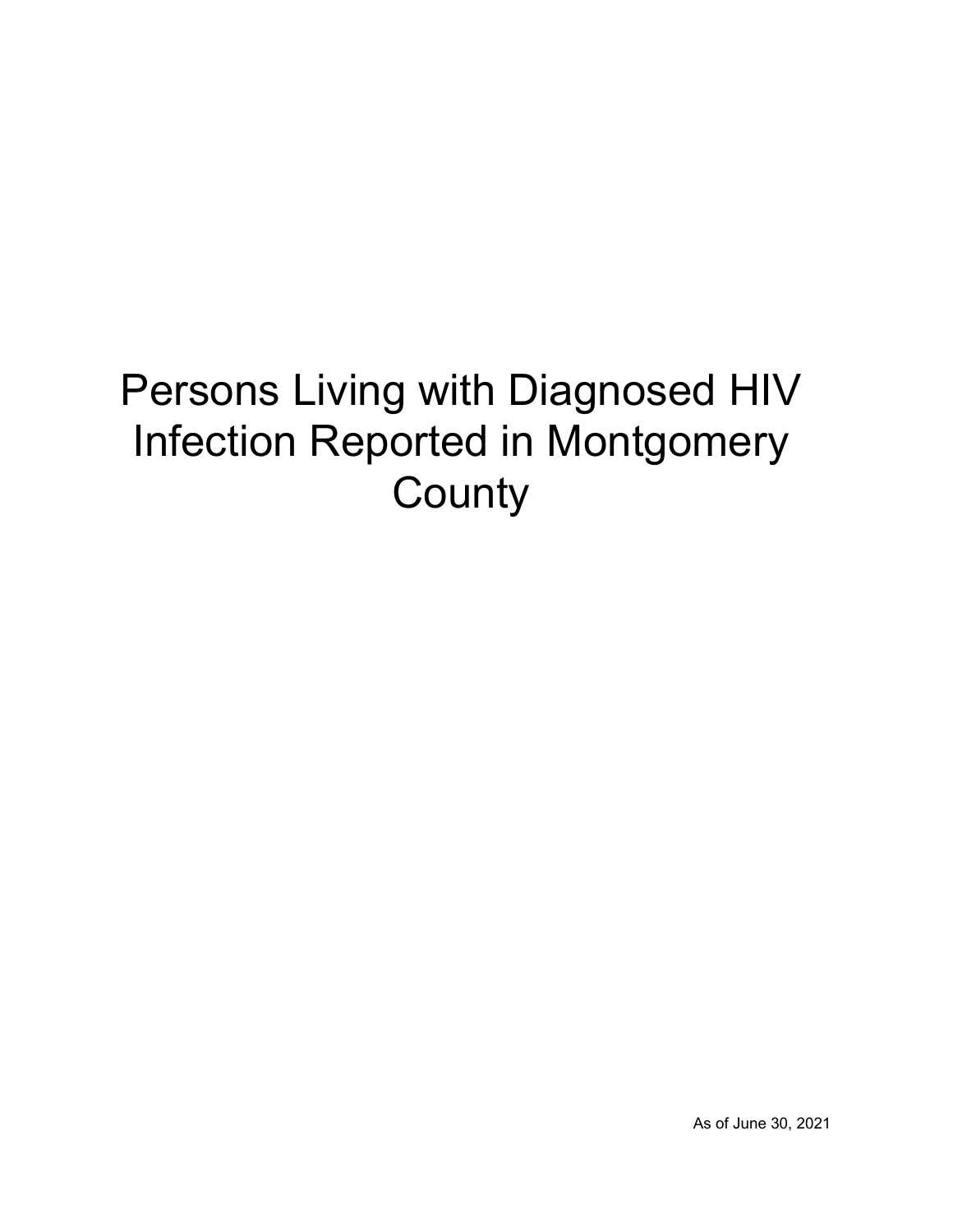# Persons Living with Diagnosed HIV Infection Reported in Montgomery County

As of June 30, 2021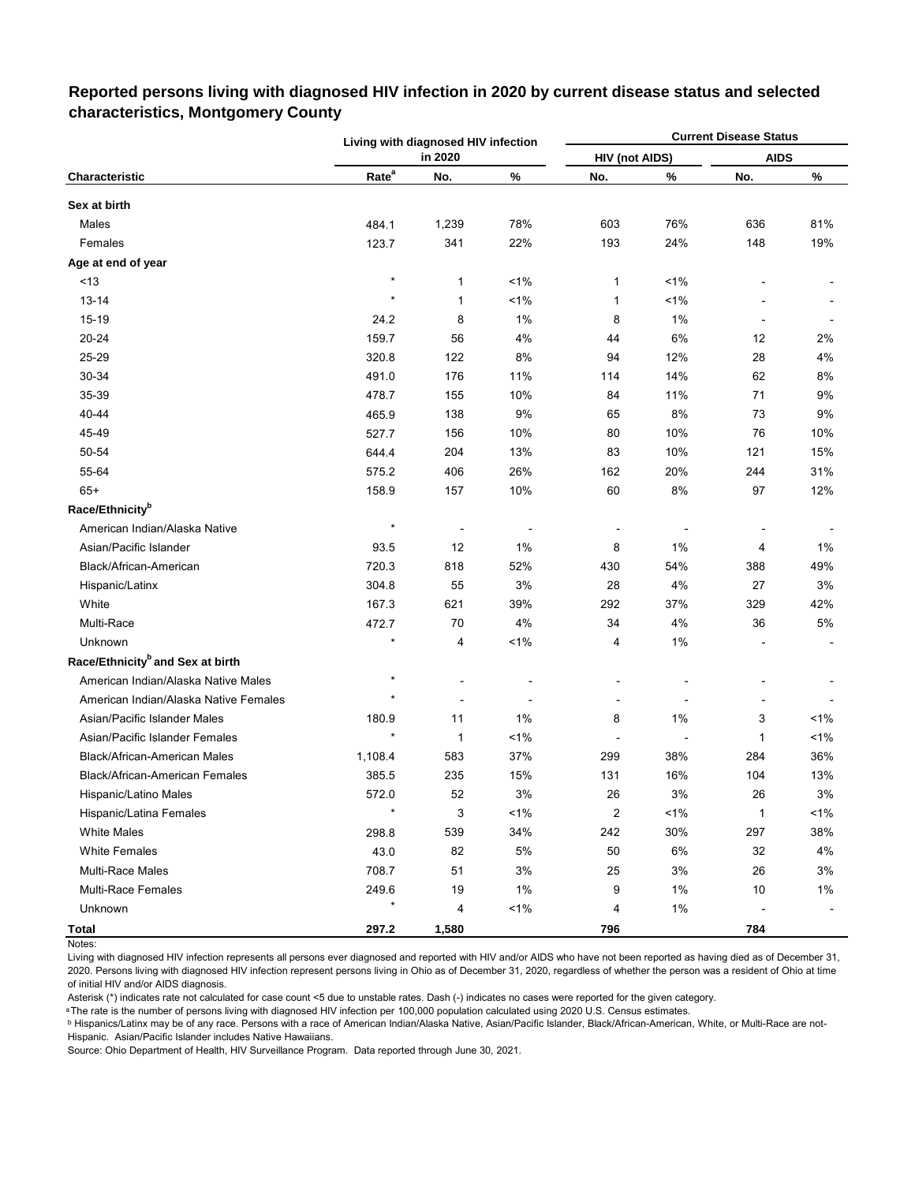**Reported persons living with diagnosed HIV infection in 2020 by current disease status and selected characteristics, Montgomery County**

| Characteristic | Living with diagnosed HIV infection in 2020 | | | Current Disease Status | | | |
|---|---|---|---|---|---|---|---|
| | | | | HIV (not AIDS) | | AIDS | |
| | Rate[a] | No. | % | No. | % | No. | % |
| **Sex at birth** | | | | | | | |
| Males | 484.1 | 1,239 | 78% | 603 | 76% | 636 | 81% |
| Females | 123.7 | 341 | 22% | 193 | 24% | 148 | 19% |
| **Age at end of year** | | | | | | | |
| <13 | * | 1 | <1% | 1 | <1% | - | - |
| 13-14 | * | 1 | <1% | 1 | <1% | - | - |
| 15-19 | 24.2 | 8 | 1% | 8 | 1% | - | - |
| 20-24 | 159.7 | 56 | 4% | 44 | 6% | 12 | 2% |
| 25-29 | 320.8 | 122 | 8% | 94 | 12% | 28 | 4% |
| 30-34 | 491.0 | 176 | 11% | 114 | 14% | 62 | 8% |
| 35-39 | 478.7 | 155 | 10% | 84 | 11% | 71 | 9% |
| 40-44 | 465.9 | 138 | 9% | 65 | 8% | 73 | 9% |
| 45-49 | 527.7 | 156 | 10% | 80 | 10% | 76 | 10% |
| 50-54 | 644.4 | 204 | 13% | 83 | 10% | 121 | 15% |
| 55-64 | 575.2 | 406 | 26% | 162 | 20% | 244 | 31% |
| 65+ | 158.9 | 157 | 10% | 60 | 8% | 97 | 12% |
| **Race/Ethnicity[b]** | | | | | | | |
| American Indian/Alaska Native | * | - | - | - | - | - | - |
| Asian/Pacific Islander | 93.5 | 12 | 1% | 8 | 1% | 4 | 1% |
| Black/African-American | 720.3 | 818 | 52% | 430 | 54% | 388 | 49% |
| Hispanic/Latinx | 304.8 | 55 | 3% | 28 | 4% | 27 | 3% |
| White | 167.3 | 621 | 39% | 292 | 37% | 329 | 42% |
| Multi-Race | 472.7 | 70 | 4% | 34 | 4% | 36 | 5% |
| Unknown | * | 4 | <1% | 4 | 1% | - | - |
| **Race/Ethnicity[b] and Sex at birth** | | | | | | | |
| American Indian/Alaska Native Males | * | - | - | - | - | - | - |
| American Indian/Alaska Native Females | * | - | - | - | - | - | - |
| Asian/Pacific Islander Males | 180.9 | 11 | 1% | 8 | 1% | 3 | <1% |
| Asian/Pacific Islander Females | * | 1 | <1% | - | - | 1 | <1% |
| Black/African-American Males | 1,108.4 | 583 | 37% | 299 | 38% | 284 | 36% |
| Black/African-American Females | 385.5 | 235 | 15% | 131 | 16% | 104 | 13% |
| Hispanic/Latino Males | 572.0 | 52 | 3% | 26 | 3% | 26 | 3% |
| Hispanic/Latina Females | * | 3 | <1% | 2 | <1% | 1 | <1% |
| White Males | 298.8 | 539 | 34% | 242 | 30% | 297 | 38% |
| White Females | 43.0 | 82 | 5% | 50 | 6% | 32 | 4% |
| Multi-Race Males | 708.7 | 51 | 3% | 25 | 3% | 26 | 3% |
| Multi-Race Females | 249.6 | 19 | 1% | 9 | 1% | 10 | 1% |
| Unknown | * | 4 | <1% | 4 | 1% | - | - |
| **Total** | **297.2** | **1,580** | | **796** | | **784** | |

Notes:

Living with diagnosed HIV infection represents all persons ever diagnosed and reported with HIV and/or AIDS who have not been reported as having died as of December 31, 2020. Persons living with diagnosed HIV infection represent persons living in Ohio as of December 31, 2020, regardless of whether the person was a resident of Ohio at time of initial HIV and/or AIDS diagnosis.

Asterisk (*) indicates rate not calculated for case count <5 due to unstable rates. Dash (-) indicates no cases were reported for the given category.

[a] The rate is the number of persons living with diagnosed HIV infection per 100,000 population calculated using 2020 U.S. Census estimates.

[b] Hispanics/Latinx may be of any race. Persons with a race of American Indian/Alaska Native, Asian/Pacific Islander, Black/African-American, White, or Multi-Race are not-Hispanic. Asian/Pacific Islander includes Native Hawaiians.

Source: Ohio Department of Health, HIV Surveillance Program. Data reported through June 30, 2021.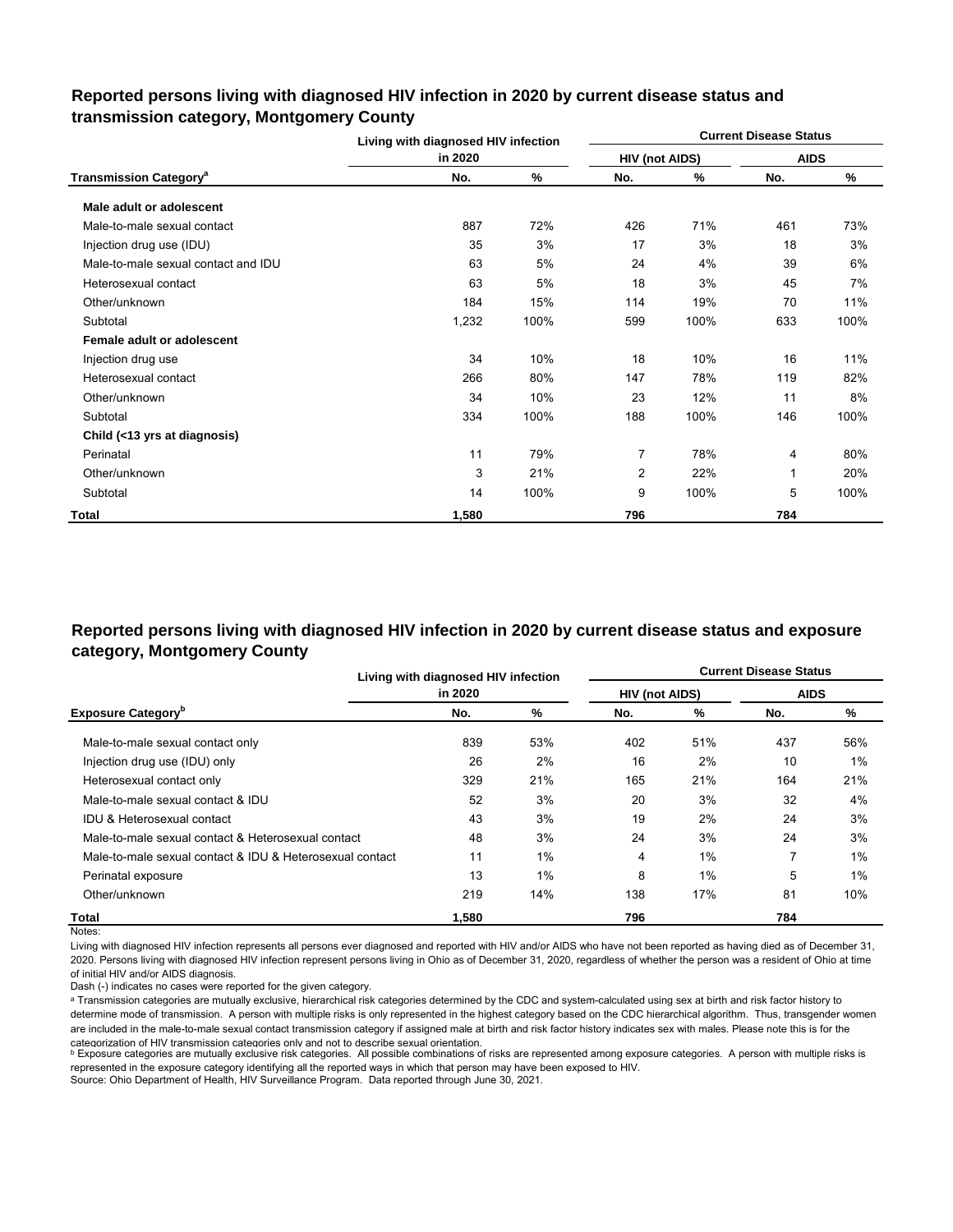## Reported persons living with diagnosed HIV infection in 2020 by current disease status and transmission category, Montgomery County

| Transmission Category[a] | Living with diagnosed HIV infection in 2020 | | Current Disease Status | | | |
|---|---|---|---|---|---|---|
| | | | HIV (not AIDS) | | AIDS | |
| | No. | % | No. | % | No. | % |
| **Male adult or adolescent** | | | | | | |
| Male-to-male sexual contact | 887 | 72% | 426 | 71% | 461 | 73% |
| Injection drug use (IDU) | 35 | 3% | 17 | 3% | 18 | 3% |
| Male-to-male sexual contact and IDU | 63 | 5% | 24 | 4% | 39 | 6% |
| Heterosexual contact | 63 | 5% | 18 | 3% | 45 | 7% |
| Other/unknown | 184 | 15% | 114 | 19% | 70 | 11% |
| Subtotal | 1,232 | 100% | 599 | 100% | 633 | 100% |
| **Female adult or adolescent** | | | | | | |
| Injection drug use | 34 | 10% | 18 | 10% | 16 | 11% |
| Heterosexual contact | 266 | 80% | 147 | 78% | 119 | 82% |
| Other/unknown | 34 | 10% | 23 | 12% | 11 | 8% |
| Subtotal | 334 | 100% | 188 | 100% | 146 | 100% |
| **Child (<13 yrs at diagnosis)** | | | | | | |
| Perinatal | 11 | 79% | 7 | 78% | 4 | 80% |
| Other/unknown | 3 | 21% | 2 | 22% | 1 | 20% |
| Subtotal | 14 | 100% | 9 | 100% | 5 | 100% |
| **Total** | **1,580** | | **796** | | **784** | |

## Reported persons living with diagnosed HIV infection in 2020 by current disease status and exposure category, Montgomery County

| Exposure Category[b] | Living with diagnosed HIV infection in 2020 | | Current Disease Status | | | |
|---|---|---|---|---|---|---|
| | | | HIV (not AIDS) | | AIDS | |
| | No. | % | No. | % | No. | % |
| Male-to-male sexual contact only | 839 | 53% | 402 | 51% | 437 | 56% |
| Injection drug use (IDU) only | 26 | 2% | 16 | 2% | 10 | 1% |
| Heterosexual contact only | 329 | 21% | 165 | 21% | 164 | 21% |
| Male-to-male sexual contact & IDU | 52 | 3% | 20 | 3% | 32 | 4% |
| IDU & Heterosexual contact | 43 | 3% | 19 | 2% | 24 | 3% |
| Male-to-male sexual contact & Heterosexual contact | 48 | 3% | 24 | 3% | 24 | 3% |
| Male-to-male sexual contact & IDU & Heterosexual contact | 11 | 1% | 4 | 1% | 7 | 1% |
| Perinatal exposure | 13 | 1% | 8 | 1% | 5 | 1% |
| Other/unknown | 219 | 14% | 138 | 17% | 81 | 10% |
| **Total** | **1,580** | | **796** | | **784** | |

Notes:

Living with diagnosed HIV infection represents all persons ever diagnosed and reported with HIV and/or AIDS who have not been reported as having died as of December 31, 2020. Persons living with diagnosed HIV infection represent persons living in Ohio as of December 31, 2020, regardless of whether the person was a resident of Ohio at time of initial HIV and/or AIDS diagnosis.

Dash (-) indicates no cases were reported for the given category.

[a] Transmission categories are mutually exclusive, hierarchical risk categories determined by the CDC and system-calculated using sex at birth and risk factor history to determine mode of transmission. A person with multiple risks is only represented in the highest category based on the CDC hierarchical algorithm. Thus, transgender women are included in the male-to-male sexual contact transmission category if assigned male at birth and risk factor history indicates sex with males. Please note this is for the categorization of HIV transmission categories only and not to describe sexual orientation.

[b] Exposure categories are mutually exclusive risk categories. All possible combinations of risks are represented among exposure categories. A person with multiple risks is represented in the exposure category identifying all the reported ways in which that person may have been exposed to HIV.

Source: Ohio Department of Health, HIV Surveillance Program. Data reported through June 30, 2021.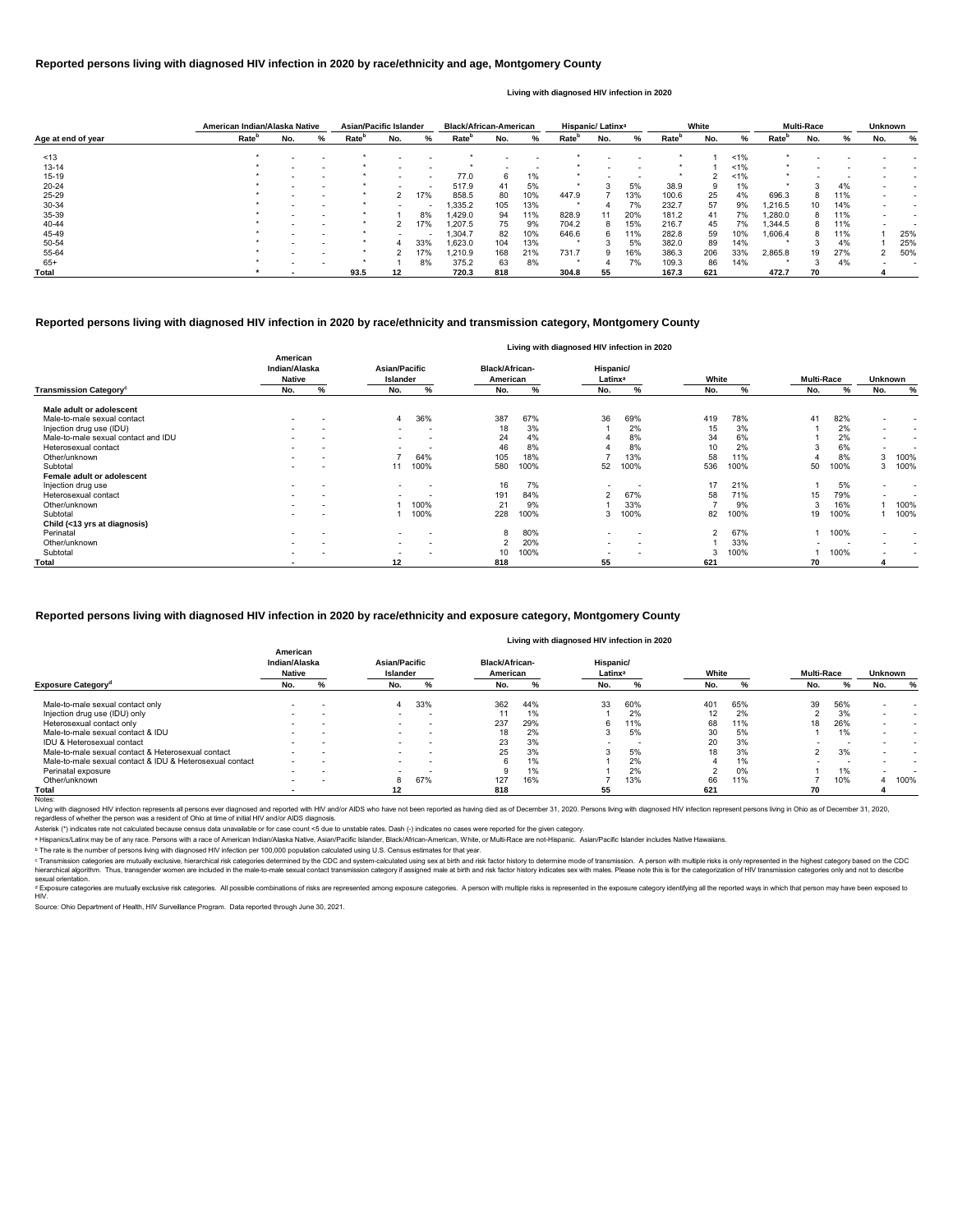## Reported persons living with diagnosed HIV infection in 2020 by race/ethnicity and age, Montgomery County

Living with diagnosed HIV infection in 2020

| Age at end of year | American Indian/Alaska Native | | | Asian/Pacific Islander | | | Black/African-American | | | Hispanic/ Latinx[a] | | | White | | | Multi-Race | | | Unknown | |
|---|---|---|---|---|---|---|---|---|---|---|---|---|---|---|---|---|---|---|---|---|
| | Rate[b] | No. | % | Rate[b] | No. | % | Rate[b] | No. | % | Rate[b] | No. | % | Rate[b] | No. | % | Rate[b] | No. | % | No. | % |
| <13 | * | - | - | * | - | - | * | - | - | * | - | - | * | 1 | <1% | * | - | - | - | - |
| 13-14 | * | - | - | * | - | - | * | - | - | * | - | - | * | 1 | <1% | * | - | - | - | - |
| 15-19 | * | - | - | * | - | - | 77.0 | 6 | 1% | * | - | - | * | 2 | <1% | * | - | - | - | - |
| 20-24 | * | - | - | * | - | - | 517.9 | 41 | 5% | * | 3 | 5% | 38.9 | 9 | 1% | * | 3 | 4% | - | - |
| 25-29 | * | - | - | * | 2 | 17% | 858.5 | 80 | 10% | 447.9 | 7 | 13% | 100.6 | 25 | 4% | 696.3 | 8 | 11% | - | - |
| 30-34 | * | - | - | * | - | - | 1,335.2 | 105 | 13% | * | 4 | 7% | 232.7 | 57 | 9% | 1,216.5 | 10 | 14% | - | - |
| 35-39 | * | - | - | * | 1 | 8% | 1,429.0 | 94 | 11% | 828.9 | 11 | 20% | 181.2 | 41 | 7% | 1,280.0 | 8 | 11% | - | - |
| 40-44 | * | - | - | * | 2 | 17% | 1,207.5 | 75 | 9% | 704.2 | 8 | 15% | 216.7 | 45 | 7% | 1,344.5 | 8 | 11% | - | - |
| 45-49 | * | - | - | * | - | - | 1,304.7 | 82 | 10% | 646.6 | 6 | 11% | 282.8 | 59 | 10% | 1,606.4 | 8 | 11% | 1 | 25% |
| 50-54 | * | - | - | * | 4 | 33% | 1,623.0 | 104 | 13% | * | 3 | 5% | 382.0 | 89 | 14% | * | 3 | 4% | 1 | 25% |
| 55-64 | * | - | - | * | 2 | 17% | 1,210.9 | 168 | 21% | 731.7 | 9 | 16% | 386.3 | 206 | 33% | 2,865.8 | 19 | 27% | 2 | 50% |
| 65+ | * | - | - | * | 1 | 8% | 375.2 | 63 | 8% | * | 4 | 7% | 109.3 | 86 | 14% | * | 3 | 4% | - | - |
| **Total** | * | - | | 93.5 | 12 | | 720.3 | 818 | | 304.8 | 55 | | 167.3 | 621 | | 472.7 | 70 | | 4 | |

## Reported persons living with diagnosed HIV infection in 2020 by race/ethnicity and transmission category, Montgomery County

Living with diagnosed HIV infection in 2020

| Transmission Category[c] | American Indian/Alaska Native | | Asian/Pacific Islander | | Black/African-American | | Hispanic/ Latinx[a] | | White | | Multi-Race | | Unknown | |
|---|---|---|---|---|---|---|---|---|---|---|---|---|---|---|
| | No. | % | No. | % | No. | % | No. | % | No. | % | No. | % | No. | % |
| **Male adult or adolescent** | | | | | | | | | | | | | | |
| Male-to-male sexual contact | - | - | 4 | 36% | 387 | 67% | 36 | 69% | 419 | 78% | 41 | 82% | - | - |
| Injection drug use (IDU) | - | - | - | - | 18 | 3% | 1 | 2% | 15 | 3% | 1 | 2% | - | - |
| Male-to-male sexual contact and IDU | - | - | - | - | 24 | 4% | 4 | 8% | 34 | 6% | 1 | 2% | - | - |
| Heterosexual contact | - | - | - | - | 46 | 8% | 4 | 8% | 10 | 2% | 3 | 6% | - | - |
| Other/unknown | - | - | 7 | 64% | 105 | 18% | 7 | 13% | 58 | 11% | 4 | 8% | 3 | 100% |
| Subtotal | - | - | 11 | 100% | 580 | 100% | 52 | 100% | 536 | 100% | 50 | 100% | 3 | 100% |
| **Female adult or adolescent** | | | | | | | | | | | | | | |
| Injection drug use | - | - | - | - | 16 | 7% | - | - | 17 | 21% | 1 | 5% | - | - |
| Heterosexual contact | - | - | - | - | 191 | 84% | 2 | 67% | 58 | 71% | 15 | 79% | - | - |
| Other/unknown | - | - | 1 | 100% | 21 | 9% | 1 | 33% | 7 | 9% | 3 | 16% | 1 | 100% |
| Subtotal | - | - | 1 | 100% | 228 | 100% | 3 | 100% | 82 | 100% | 19 | 100% | 1 | 100% |
| **Child (<13 yrs at diagnosis)** | | | | | | | | | | | | | | |
| Perinatal | - | - | - | - | 8 | 80% | - | - | 2 | 67% | 1 | 100% | - | - |
| Other/unknown | - | - | - | - | 2 | 20% | - | - | 1 | 33% | - | - | - | - |
| Subtotal | - | - | - | - | 10 | 100% | - | - | 3 | 100% | 1 | 100% | - | - |
| **Total** | - | | 12 | | 818 | | 55 | | 621 | | 70 | | 4 | |

## Reported persons living with diagnosed HIV infection in 2020 by race/ethnicity and exposure category, Montgomery County

Living with diagnosed HIV infection in 2020

| Exposure Category[d] | American Indian/Alaska Native | | Asian/Pacific Islander | | Black/African-American | | Hispanic/ Latinx[a] | | White | | Multi-Race | | Unknown | |
|---|---|---|---|---|---|---|---|---|---|---|---|---|---|---|
| | No. | % | No. | % | No. | % | No. | % | No. | % | No. | % | No. | % |
| Male-to-male sexual contact only | - | - | 4 | 33% | 362 | 44% | 33 | 60% | 401 | 65% | 39 | 56% | - | - |
| Injection drug use (IDU) only | - | - | - | - | 11 | 1% | 1 | 2% | 12 | 2% | 2 | 3% | - | - |
| Heterosexual contact only | - | - | - | - | 237 | 29% | 6 | 11% | 68 | 11% | 18 | 26% | - | - |
| Male-to-male sexual contact & IDU | - | - | - | - | 18 | 2% | 3 | 5% | 30 | 5% | 1 | 1% | - | - |
| IDU & Heterosexual contact | - | - | - | - | 23 | 3% | - | - | 20 | 3% | - | - | - | - |
| Male-to-male sexual contact & Heterosexual contact | - | - | - | - | 25 | 3% | 3 | 5% | 18 | 3% | 2 | 3% | - | - |
| Male-to-male sexual contact & IDU & Heterosexual contact | - | - | - | - | 6 | 1% | 1 | 2% | 4 | 1% | - | - | - | - |
| Perinatal exposure | - | - | - | - | 9 | 1% | 1 | 2% | 2 | 0% | 1 | 1% | - | - |
| Other/unknown | - | - | 8 | 67% | 127 | 16% | 7 | 13% | 66 | 11% | 7 | 10% | 4 | 100% |
| **Total** | - | | 12 | | 818 | | 55 | | 621 | | 70 | | 4 | |

Notes:

Living with diagnosed HIV infection represents all persons ever diagnosed and reported with HIV and/or AIDS who have not been reported as having died as of December 31, 2020. Persons living with diagnosed HIV infection represent persons living in Ohio as of December 31, 2020, regardless of whether the person was a resident of Ohio at time of initial HIV and/or AIDS diagnosis.

Asterisk (*) indicates rate not calculated because census data unavailable or for case count <5 due to unstable rates. Dash (-) indicates no cases were reported for the given category.

[a] Hispanics/Latinx may be of any race. Persons with a race of American Indian/Alaska Native, Asian/Pacific Islander, Black/African-American, White, or Multi-Race are not-Hispanic. Asian/Pacific Islander includes Native Hawaiians.

[b] The rate is the number of persons living with diagnosed HIV infection per 100,000 population calculated using U.S. Census estimates for that year.

[c] Transmission categories are mutually exclusive, hierarchical risk categories determined by the CDC and system-calculated using sex at birth and risk factor history to determine mode of transmission. A person with multiple risks is only represented in the highest category based on the CDC hierarchical algorithm. Thus, transgender women are included in the male-to-male sexual contact transmission category if assigned male at birth and risk factor history indicates sex with males. Please note this is for the categorization of HIV transmission categories only and not to describe sexual orientation.

[d] Exposure categories are mutually exclusive risk categories. All possible combinations of risks are represented among exposure categories. A person with multiple risks is represented in the exposure category identifying all the reported ways in which that person may have been exposed to HIV.

Source: Ohio Department of Health, HIV Surveillance Program. Data reported through June 30, 2021.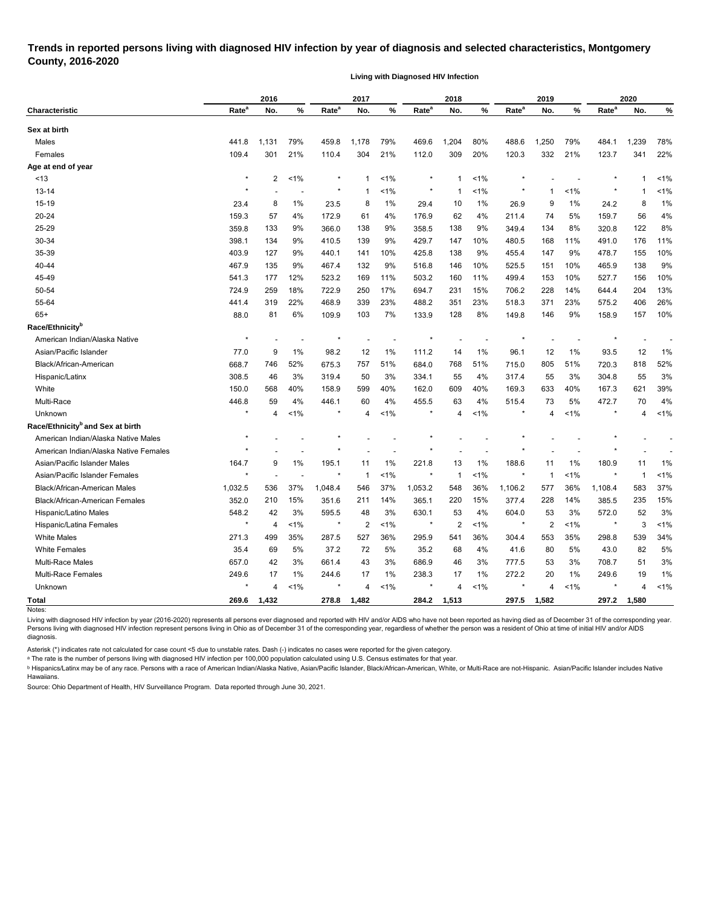# Trends in reported persons living with diagnosed HIV infection by year of diagnosis and selected characteristics, Montgomery County, 2016-2020

**Living with Diagnosed HIV Infection**

| Characteristic | 2016 | | | 2017 | | | 2018 | | | 2019 | | | 2020 | | |
|---|---|---|---|---|---|---|---|---|---|---|---|---|---|---|---|
| | Rate[a] | No. | % | Rate[a] | No. | % | Rate[a] | No. | % | Rate[a] | No. | % | Rate[a] | No. | % |
| **Sex at birth** | | | | | | | | | | | | | | | |
| Males | 441.8 | 1,131 | 79% | 459.8 | 1,178 | 79% | 469.6 | 1,204 | 80% | 488.6 | 1,250 | 79% | 484.1 | 1,239 | 78% |
| Females | 109.4 | 301 | 21% | 110.4 | 304 | 21% | 112.0 | 309 | 20% | 120.3 | 332 | 21% | 123.7 | 341 | 22% |
| **Age at end of year** | | | | | | | | | | | | | | | |
| <13 | * | 2 | <1% | * | 1 | <1% | * | 1 | <1% | * | - | - | * | 1 | <1% |
| 13-14 | * | - | - | * | 1 | <1% | * | 1 | <1% | * | 1 | <1% | * | 1 | <1% |
| 15-19 | 23.4 | 8 | 1% | 23.5 | 8 | 1% | 29.4 | 10 | 1% | 26.9 | 9 | 1% | 24.2 | 8 | 1% |
| 20-24 | 159.3 | 57 | 4% | 172.9 | 61 | 4% | 176.9 | 62 | 4% | 211.4 | 74 | 5% | 159.7 | 56 | 4% |
| 25-29 | 359.8 | 133 | 9% | 366.0 | 138 | 9% | 358.5 | 138 | 9% | 349.4 | 134 | 8% | 320.8 | 122 | 8% |
| 30-34 | 398.1 | 134 | 9% | 410.5 | 139 | 9% | 429.7 | 147 | 10% | 480.5 | 168 | 11% | 491.0 | 176 | 11% |
| 35-39 | 403.9 | 127 | 9% | 440.1 | 141 | 10% | 425.8 | 138 | 9% | 455.4 | 147 | 9% | 478.7 | 155 | 10% |
| 40-44 | 467.9 | 135 | 9% | 467.4 | 132 | 9% | 516.8 | 146 | 10% | 525.5 | 151 | 10% | 465.9 | 138 | 9% |
| 45-49 | 541.3 | 177 | 12% | 523.2 | 169 | 11% | 503.2 | 160 | 11% | 499.4 | 153 | 10% | 527.7 | 156 | 10% |
| 50-54 | 724.9 | 259 | 18% | 722.9 | 250 | 17% | 694.7 | 231 | 15% | 706.2 | 228 | 14% | 644.4 | 204 | 13% |
| 55-64 | 441.4 | 319 | 22% | 468.9 | 339 | 23% | 488.2 | 351 | 23% | 518.3 | 371 | 23% | 575.2 | 406 | 26% |
| 65+ | 88.0 | 81 | 6% | 109.9 | 103 | 7% | 133.9 | 128 | 8% | 149.8 | 146 | 9% | 158.9 | 157 | 10% |
| **Race/Ethnicity[b]** | | | | | | | | | | | | | | | |
| American Indian/Alaska Native | * | - | - | * | - | - | * | - | - | * | - | - | * | - | - |
| Asian/Pacific Islander | 77.0 | 9 | 1% | 98.2 | 12 | 1% | 111.2 | 14 | 1% | 96.1 | 12 | 1% | 93.5 | 12 | 1% |
| Black/African-American | 668.7 | 746 | 52% | 675.3 | 757 | 51% | 684.0 | 768 | 51% | 715.0 | 805 | 51% | 720.3 | 818 | 52% |
| Hispanic/Latinx | 308.5 | 46 | 3% | 319.4 | 50 | 3% | 334.1 | 55 | 4% | 317.4 | 55 | 3% | 304.8 | 55 | 3% |
| White | 150.0 | 568 | 40% | 158.9 | 599 | 40% | 162.0 | 609 | 40% | 169.3 | 633 | 40% | 167.3 | 621 | 39% |
| Multi-Race | 446.8 | 59 | 4% | 446.1 | 60 | 4% | 455.5 | 63 | 4% | 515.4 | 73 | 5% | 472.7 | 70 | 4% |
| Unknown | * | 4 | <1% | * | 4 | <1% | * | 4 | <1% | * | 4 | <1% | * | 4 | <1% |
| **Race/Ethnicity[b] and Sex at birth** | | | | | | | | | | | | | | | |
| American Indian/Alaska Native Males | * | - | - | * | - | - | * | - | - | * | - | - | * | - | - |
| American Indian/Alaska Native Females | * | - | - | * | - | - | * | - | - | * | - | - | * | - | - |
| Asian/Pacific Islander Males | 164.7 | 9 | 1% | 195.1 | 11 | 1% | 221.8 | 13 | 1% | 188.6 | 11 | 1% | 180.9 | 11 | 1% |
| Asian/Pacific Islander Females | * | - | - | * | 1 | <1% | * | 1 | <1% | * | 1 | <1% | * | 1 | <1% |
| Black/African-American Males | 1,032.5 | 536 | 37% | 1,048.4 | 546 | 37% | 1,053.2 | 548 | 36% | 1,106.2 | 577 | 36% | 1,108.4 | 583 | 37% |
| Black/African-American Females | 352.0 | 210 | 15% | 351.6 | 211 | 14% | 365.1 | 220 | 15% | 377.4 | 228 | 14% | 385.5 | 235 | 15% |
| Hispanic/Latino Males | 548.2 | 42 | 3% | 595.5 | 48 | 3% | 630.1 | 53 | 4% | 604.0 | 53 | 3% | 572.0 | 52 | 3% |
| Hispanic/Latina Females | * | 4 | <1% | * | 2 | <1% | * | 2 | <1% | * | 2 | <1% | * | 3 | <1% |
| White Males | 271.3 | 499 | 35% | 287.5 | 527 | 36% | 295.9 | 541 | 36% | 304.4 | 553 | 35% | 298.8 | 539 | 34% |
| White Females | 35.4 | 69 | 5% | 37.2 | 72 | 5% | 35.2 | 68 | 4% | 41.6 | 80 | 5% | 43.0 | 82 | 5% |
| Multi-Race Males | 657.0 | 42 | 3% | 661.4 | 43 | 3% | 686.9 | 46 | 3% | 777.5 | 53 | 3% | 708.7 | 51 | 3% |
| Multi-Race Females | 249.6 | 17 | 1% | 244.6 | 17 | 1% | 238.3 | 17 | 1% | 272.2 | 20 | 1% | 249.6 | 19 | 1% |
| Unknown | * | 4 | <1% | * | 4 | <1% | * | 4 | <1% | * | 4 | <1% | * | 4 | <1% |
| **Total** | **269.6** | **1,432** | | **278.8** | **1,482** | | **284.2** | **1,513** | | **297.5** | **1,582** | | **297.2** | **1,580** | |

Notes:

Living with diagnosed HIV infection by year (2016-2020) represents all persons ever diagnosed and reported with HIV and/or AIDS who have not been reported as having died as of December 31 of the corresponding year. Persons living with diagnosed HIV infection represent persons living in Ohio as of December 31 of the corresponding year, regardless of whether the person was a resident of Ohio at time of initial HIV and/or AIDS diagnosis.

Asterisk (*) indicates rate not calculated for case count <5 due to unstable rates. Dash (-) indicates no cases were reported for the given category.

[a] The rate is the number of persons living with diagnosed HIV infection per 100,000 population calculated using U.S. Census estimates for that year.

[b] Hispanics/Latinx may be of any race. Persons with a race of American Indian/Alaska Native, Asian/Pacific Islander, Black/African-American, White, or Multi-Race are not-Hispanic. Asian/Pacific Islander includes Native Hawaiians.

Source: Ohio Department of Health, HIV Surveillance Program. Data reported through June 30, 2021.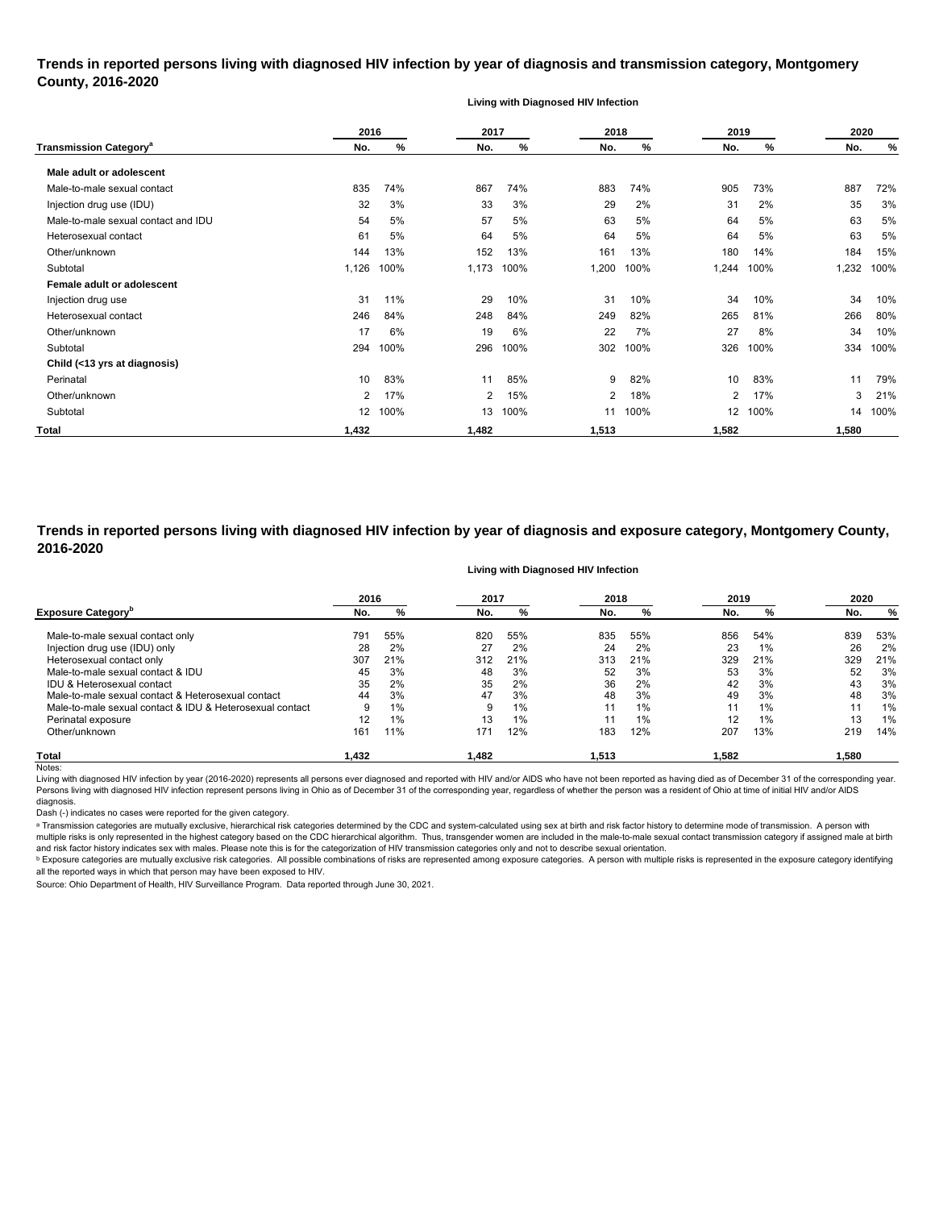## Trends in reported persons living with diagnosed HIV infection by year of diagnosis and transmission category, Montgomery County, 2016-2020

**Living with Diagnosed HIV Infection**

| Transmission Category[a] | 2016 No. | 2016 % | 2017 No. | 2017 % | 2018 No. | 2018 % | 2019 No. | 2019 % | 2020 No. | 2020 % |
|---|---|---|---|---|---|---|---|---|---|---|
| **Male adult or adolescent** | | | | | | | | | | |
| Male-to-male sexual contact | 835 | 74% | 867 | 74% | 883 | 74% | 905 | 73% | 887 | 72% |
| Injection drug use (IDU) | 32 | 3% | 33 | 3% | 29 | 2% | 31 | 2% | 35 | 3% |
| Male-to-male sexual contact and IDU | 54 | 5% | 57 | 5% | 63 | 5% | 64 | 5% | 63 | 5% |
| Heterosexual contact | 61 | 5% | 64 | 5% | 64 | 5% | 64 | 5% | 63 | 5% |
| Other/unknown | 144 | 13% | 152 | 13% | 161 | 13% | 180 | 14% | 184 | 15% |
| Subtotal | 1,126 | 100% | 1,173 | 100% | 1,200 | 100% | 1,244 | 100% | 1,232 | 100% |
| **Female adult or adolescent** | | | | | | | | | | |
| Injection drug use | 31 | 11% | 29 | 10% | 31 | 10% | 34 | 10% | 34 | 10% |
| Heterosexual contact | 246 | 84% | 248 | 84% | 249 | 82% | 265 | 81% | 266 | 80% |
| Other/unknown | 17 | 6% | 19 | 6% | 22 | 7% | 27 | 8% | 34 | 10% |
| Subtotal | 294 | 100% | 296 | 100% | 302 | 100% | 326 | 100% | 334 | 100% |
| **Child (<13 yrs at diagnosis)** | | | | | | | | | | |
| Perinatal | 10 | 83% | 11 | 85% | 9 | 82% | 10 | 83% | 11 | 79% |
| Other/unknown | 2 | 17% | 2 | 15% | 2 | 18% | 2 | 17% | 3 | 21% |
| Subtotal | 12 | 100% | 13 | 100% | 11 | 100% | 12 | 100% | 14 | 100% |
| **Total** | **1,432** | | **1,482** | | **1,513** | | **1,582** | | **1,580** | |

## Trends in reported persons living with diagnosed HIV infection by year of diagnosis and exposure category, Montgomery County, 2016-2020

**Living with Diagnosed HIV Infection**

| Exposure Category[b] | 2016 No. | 2016 % | 2017 No. | 2017 % | 2018 No. | 2018 % | 2019 No. | 2019 % | 2020 No. | 2020 % |
|---|---|---|---|---|---|---|---|---|---|---|
| Male-to-male sexual contact only | 791 | 55% | 820 | 55% | 835 | 55% | 856 | 54% | 839 | 53% |
| Injection drug use (IDU) only | 28 | 2% | 27 | 2% | 24 | 2% | 23 | 1% | 26 | 2% |
| Heterosexual contact only | 307 | 21% | 312 | 21% | 313 | 21% | 329 | 21% | 329 | 21% |
| Male-to-male sexual contact & IDU | 45 | 3% | 48 | 3% | 52 | 3% | 53 | 3% | 52 | 3% |
| IDU & Heterosexual contact | 35 | 2% | 35 | 2% | 36 | 2% | 42 | 3% | 43 | 3% |
| Male-to-male sexual contact & Heterosexual contact | 44 | 3% | 47 | 3% | 48 | 3% | 49 | 3% | 48 | 3% |
| Male-to-male sexual contact & IDU & Heterosexual contact | 9 | 1% | 9 | 1% | 11 | 1% | 11 | 1% | 11 | 1% |
| Perinatal exposure | 12 | 1% | 13 | 1% | 11 | 1% | 12 | 1% | 13 | 1% |
| Other/unknown | 161 | 11% | 171 | 12% | 183 | 12% | 207 | 13% | 219 | 14% |
| **Total** | **1,432** | | **1,482** | | **1,513** | | **1,582** | | **1,580** | |

Notes:

Living with diagnosed HIV infection by year (2016-2020) represents all persons ever diagnosed and reported with HIV and/or AIDS who have not been reported as having died as of December 31 of the corresponding year. Persons living with diagnosed HIV infection represent persons living in Ohio as of December 31 of the corresponding year, regardless of whether the person was a resident of Ohio at time of initial HIV and/or AIDS diagnosis.

Dash (-) indicates no cases were reported for the given category.

[a] Transmission categories are mutually exclusive, hierarchical risk categories determined by the CDC and system-calculated using sex at birth and risk factor history to determine mode of transmission. A person with multiple risks is only represented in the highest category based on the CDC hierarchical algorithm. Thus, transgender women are included in the male-to-male sexual contact transmission category if assigned male at birth and risk factor history indicates sex with males. Please note this is for the categorization of HIV transmission categories only and not to describe sexual orientation.

[b] Exposure categories are mutually exclusive risk categories. All possible combinations of risks are represented among exposure categories. A person with multiple risks is represented in the exposure category identifying all the reported ways in which that person may have been exposed to HIV.

Source: Ohio Department of Health, HIV Surveillance Program. Data reported through June 30, 2021.